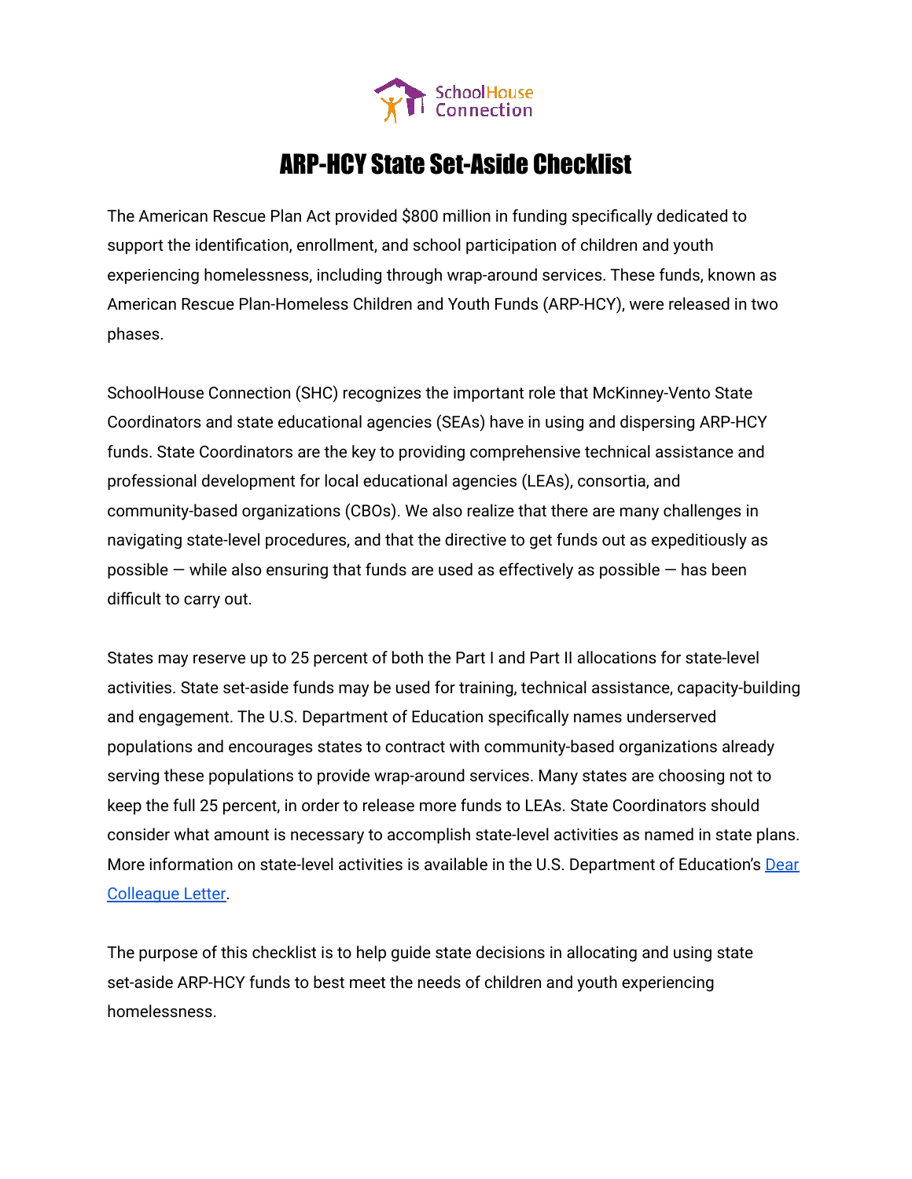SchoolHouse Connection

# ARP-HCY State Set-Aside Checklist

The American Rescue Plan Act provided $800 million in funding specifically dedicated to support the identification, enrollment, and school participation of children and youth experiencing homelessness, including through wrap-around services. These funds, known as American Rescue Plan-Homeless Children and Youth Funds (ARP-HCY), were released in two phases.

SchoolHouse Connection (SHC) recognizes the important role that McKinney-Vento State Coordinators and state educational agencies (SEAs) have in using and dispersing ARP-HCY funds. State Coordinators are the key to providing comprehensive technical assistance and professional development for local educational agencies (LEAs), consortia, and community-based organizations (CBOs). We also realize that there are many challenges in navigating state-level procedures, and that the directive to get funds out as expeditiously as possible — while also ensuring that funds are used as effectively as possible — has been difficult to carry out.

States may reserve up to 25 percent of both the Part I and Part II allocations for state-level activities. State set-aside funds may be used for training, technical assistance, capacity-building and engagement. The U.S. Department of Education specifically names underserved populations and encourages states to contract with community-based organizations already serving these populations to provide wrap-around services. Many states are choosing not to keep the full 25 percent, in order to release more funds to LEAs. State Coordinators should consider what amount is necessary to accomplish state-level activities as named in state plans. More information on state-level activities is available in the U.S. Department of Education's Dear Colleague Letter.

The purpose of this checklist is to help guide state decisions in allocating and using state set-aside ARP-HCY funds to best meet the needs of children and youth experiencing homelessness.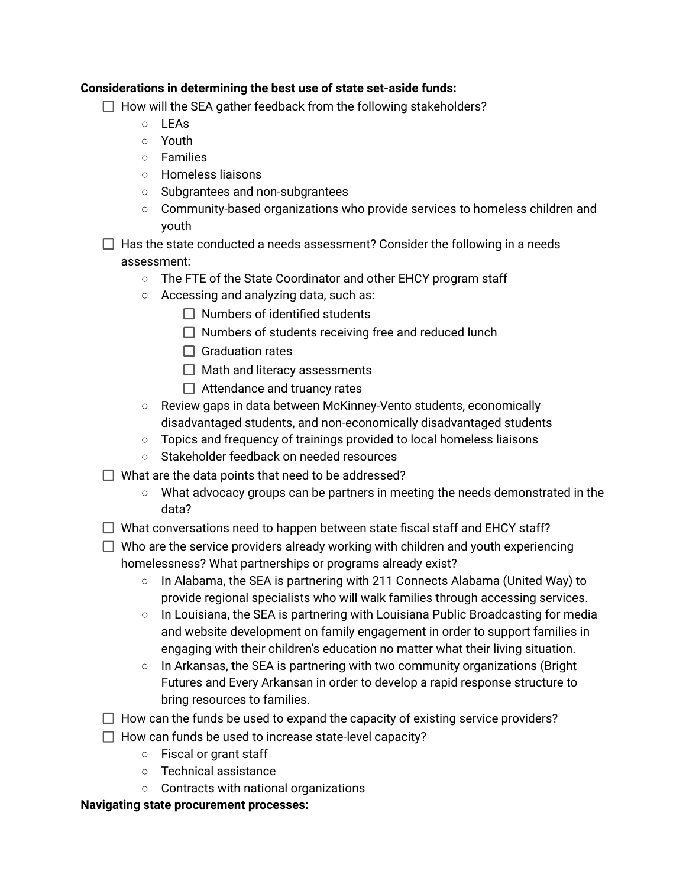**Considerations in determining the best use of state set-aside funds:**

- [ ] How will the SEA gather feedback from the following stakeholders?
    - LEAs
    - Youth
    - Families
    - Homeless liaisons
    - Subgrantees and non-subgrantees
    - Community-based organizations who provide services to homeless children and youth
- [ ] Has the state conducted a needs assessment? Consider the following in a needs assessment:
    - The FTE of the State Coordinator and other EHCY program staff
    - Accessing and analyzing data, such as:
        - [ ] Numbers of identified students
        - [ ] Numbers of students receiving free and reduced lunch
        - [ ] Graduation rates
        - [ ] Math and literacy assessments
        - [ ] Attendance and truancy rates
    - Review gaps in data between McKinney-Vento students, economically disadvantaged students, and non-economically disadvantaged students
    - Topics and frequency of trainings provided to local homeless liaisons
    - Stakeholder feedback on needed resources
- [ ] What are the data points that need to be addressed?
    - What advocacy groups can be partners in meeting the needs demonstrated in the data?
- [ ] What conversations need to happen between state fiscal staff and EHCY staff?
- [ ] Who are the service providers already working with children and youth experiencing homelessness? What partnerships or programs already exist?
    - In Alabama, the SEA is partnering with 211 Connects Alabama (United Way) to provide regional specialists who will walk families through accessing services.
    - In Louisiana, the SEA is partnering with Louisiana Public Broadcasting for media and website development on family engagement in order to support families in engaging with their children's education no matter what their living situation.
    - In Arkansas, the SEA is partnering with two community organizations (Bright Futures and Every Arkansan in order to develop a rapid response structure to bring resources to families.
- [ ] How can the funds be used to expand the capacity of existing service providers?
- [ ] How can funds be used to increase state-level capacity?
    - Fiscal or grant staff
    - Technical assistance
    - Contracts with national organizations

**Navigating state procurement processes:**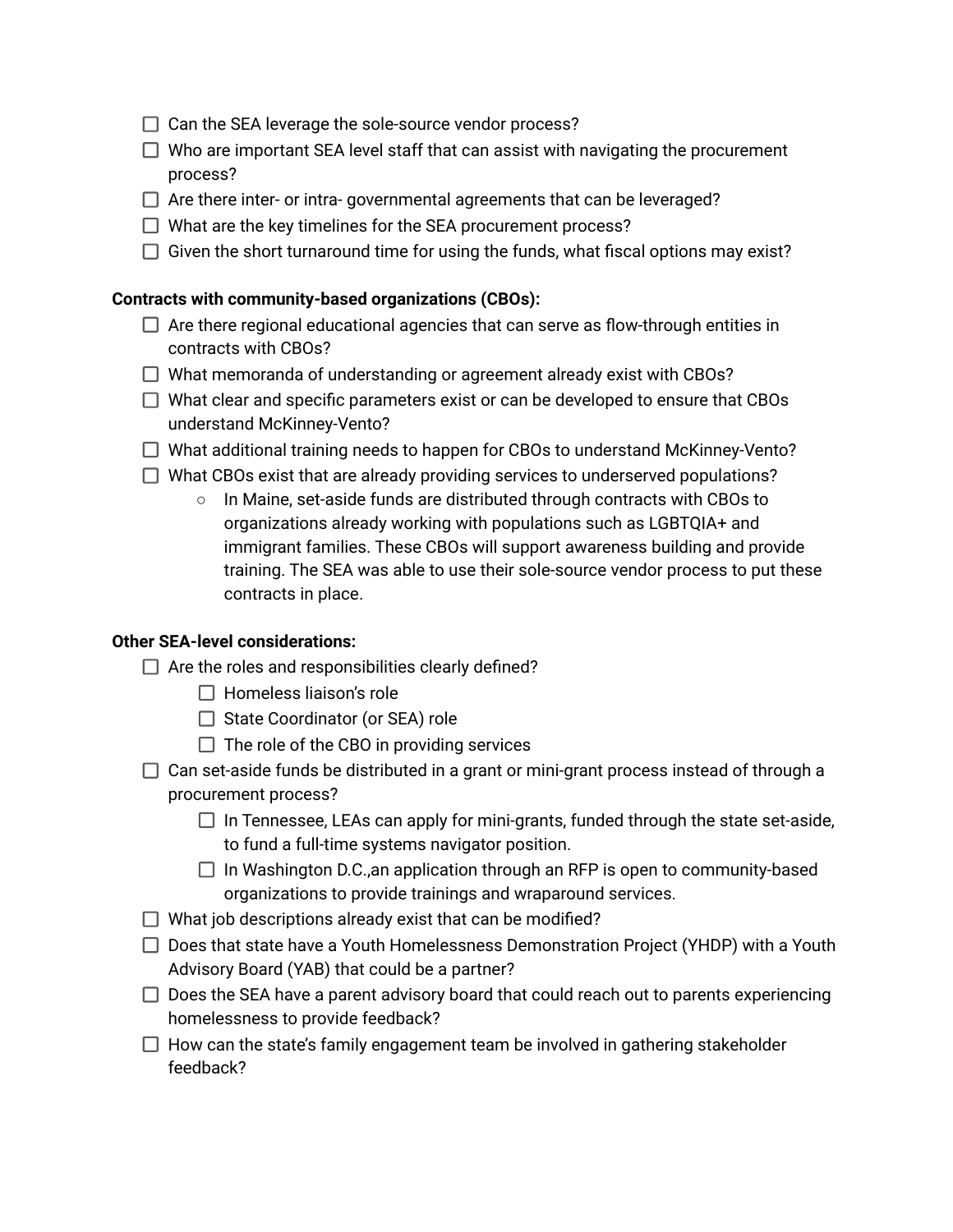- [ ] Can the SEA leverage the sole-source vendor process?
- [ ] Who are important SEA level staff that can assist with navigating the procurement process?
- [ ] Are there inter- or intra- governmental agreements that can be leveraged?
- [ ] What are the key timelines for the SEA procurement process?
- [ ] Given the short turnaround time for using the funds, what fiscal options may exist?

**Contracts with community-based organizations (CBOs):**

- [ ] Are there regional educational agencies that can serve as flow-through entities in contracts with CBOs?
- [ ] What memoranda of understanding or agreement already exist with CBOs?
- [ ] What clear and specific parameters exist or can be developed to ensure that CBOs understand McKinney-Vento?
- [ ] What additional training needs to happen for CBOs to understand McKinney-Vento?
- [ ] What CBOs exist that are already providing services to underserved populations?
    - In Maine, set-aside funds are distributed through contracts with CBOs to organizations already working with populations such as LGBTQIA+ and immigrant families. These CBOs will support awareness building and provide training. The SEA was able to use their sole-source vendor process to put these contracts in place.

**Other SEA-level considerations:**

- [ ] Are the roles and responsibilities clearly defined?
    - [ ] Homeless liaison's role
    - [ ] State Coordinator (or SEA) role
    - [ ] The role of the CBO in providing services
- [ ] Can set-aside funds be distributed in a grant or mini-grant process instead of through a procurement process?
    - [ ] In Tennessee, LEAs can apply for mini-grants, funded through the state set-aside, to fund a full-time systems navigator position.
    - [ ] In Washington D.C.,an application through an RFP is open to community-based organizations to provide trainings and wraparound services.
- [ ] What job descriptions already exist that can be modified?
- [ ] Does that state have a Youth Homelessness Demonstration Project (YHDP) with a Youth Advisory Board (YAB) that could be a partner?
- [ ] Does the SEA have a parent advisory board that could reach out to parents experiencing homelessness to provide feedback?
- [ ] How can the state's family engagement team be involved in gathering stakeholder feedback?